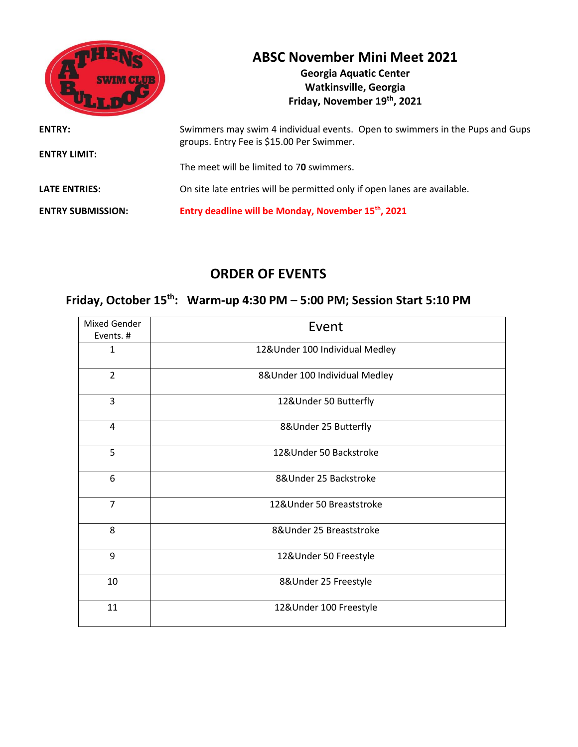# ABSC November Mini Meet 2021

**Georgia Aquatic Center**
**Watkinsville, Georgia**
**Friday, November 19th, 2021**

**ENTRY:** Swimmers may swim 4 individual events. Open to swimmers in the Pups and Gups groups. Entry Fee is $15.00 Per Swimmer.

**ENTRY LIMIT:** The meet will be limited to 7**0** swimmers.

**LATE ENTRIES:** On site late entries will be permitted only if open lanes are available.

**ENTRY SUBMISSION:** **Entry deadline will be Monday, November 15th, 2021**

## ORDER OF EVENTS

### Friday, October 15th: Warm-up 4:30 PM – 5:00 PM; Session Start 5:10 PM

| Mixed Gender Events. # | Event |
|---|---|
| 1 | 12&Under 100 Individual Medley |
| 2 | 8&Under 100 Individual Medley |
| 3 | 12&Under 50 Butterfly |
| 4 | 8&Under 25 Butterfly |
| 5 | 12&Under 50 Backstroke |
| 6 | 8&Under 25 Backstroke |
| 7 | 12&Under 50 Breaststroke |
| 8 | 8&Under 25 Breaststroke |
| 9 | 12&Under 50 Freestyle |
| 10 | 8&Under 25 Freestyle |
| 11 | 12&Under 100 Freestyle |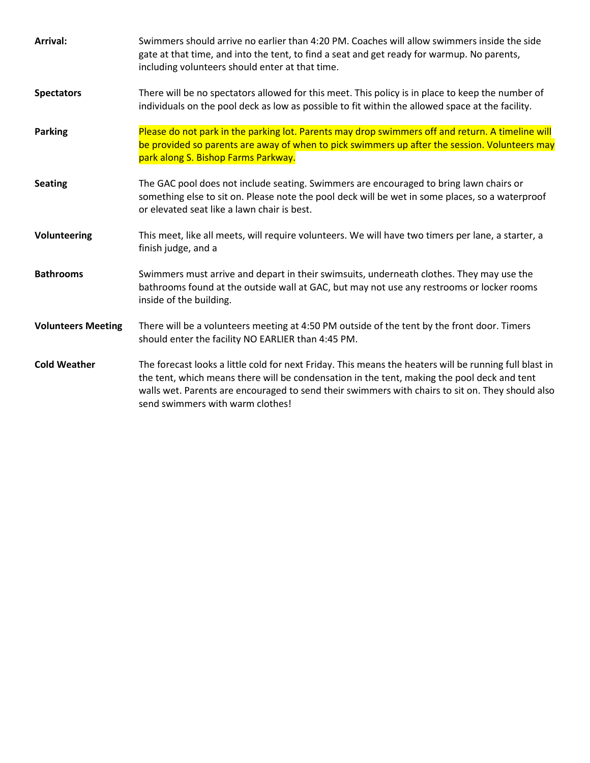| | |
|---|---|
| **Arrival:** | Swimmers should arrive no earlier than 4:20 PM. Coaches will allow swimmers inside the side gate at that time, and into the tent, to find a seat and get ready for warmup. No parents, including volunteers should enter at that time. |
| **Spectators** | There will be no spectators allowed for this meet. This policy is in place to keep the number of individuals on the pool deck as low as possible to fit within the allowed space at the facility. |
| **Parking** | Please do not park in the parking lot. Parents may drop swimmers off and return. A timeline will be provided so parents are away of when to pick swimmers up after the session. Volunteers may park along S. Bishop Farms Parkway. |
| **Seating** | The GAC pool does not include seating. Swimmers are encouraged to bring lawn chairs or something else to sit on. Please note the pool deck will be wet in some places, so a waterproof or elevated seat like a lawn chair is best. |
| **Volunteering** | This meet, like all meets, will require volunteers. We will have two timers per lane, a starter, a finish judge, and a |
| **Bathrooms** | Swimmers must arrive and depart in their swimsuits, underneath clothes. They may use the bathrooms found at the outside wall at GAC, but may not use any restrooms or locker rooms inside of the building. |
| **Volunteers Meeting** | There will be a volunteers meeting at 4:50 PM outside of the tent by the front door. Timers should enter the facility NO EARLIER than 4:45 PM. |
| **Cold Weather** | The forecast looks a little cold for next Friday. This means the heaters will be running full blast in the tent, which means there will be condensation in the tent, making the pool deck and tent walls wet. Parents are encouraged to send their swimmers with chairs to sit on. They should also send swimmers with warm clothes! |